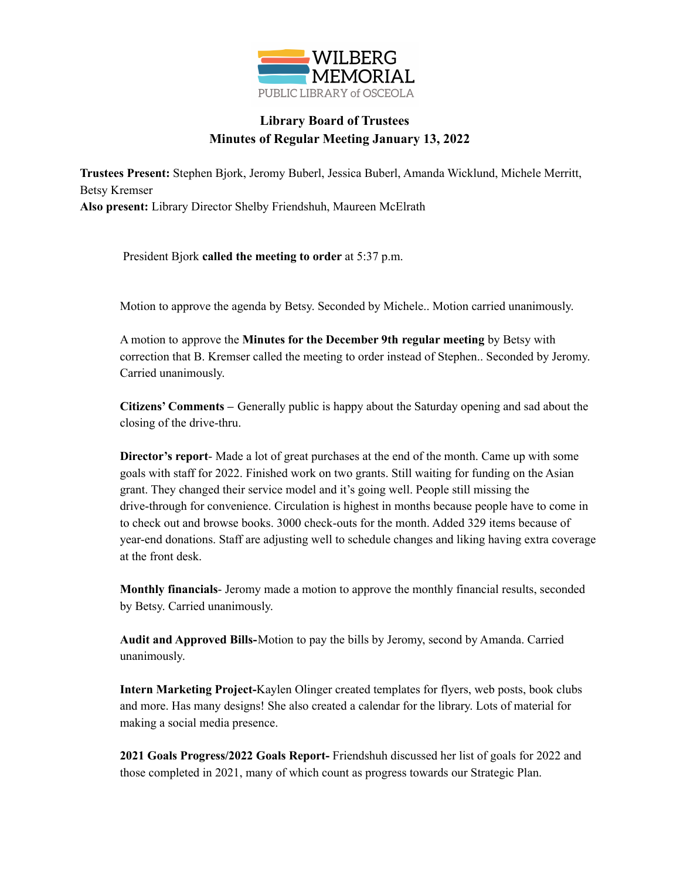WILBERG MEMORIAL

PUBLIC LIBRARY of OSCEOLA

## Library Board of Trustees
## Minutes of Regular Meeting January 13, 2022

**Trustees Present:** Stephen Bjork, Jeromy Buberl, Jessica Buberl, Amanda Wicklund, Michele Merritt, Betsy Kremser
**Also present:** Library Director Shelby Friendshuh, Maureen McElrath

President Bjork **called the meeting to order** at 5:37 p.m.

Motion to approve the agenda by Betsy. Seconded by Michele.. Motion carried unanimously.

A motion to approve the **Minutes for the December 9th regular meeting** by Betsy with correction that B. Kremser called the meeting to order instead of Stephen.. Seconded by Jeromy. Carried unanimously.

**Citizens' Comments –** Generally public is happy about the Saturday opening and sad about the closing of the drive-thru.

**Director's report**- Made a lot of great purchases at the end of the month. Came up with some goals with staff for 2022. Finished work on two grants. Still waiting for funding on the Asian grant. They changed their service model and it's going well. People still missing the drive-through for convenience. Circulation is highest in months because people have to come in to check out and browse books. 3000 check-outs for the month. Added 329 items because of year-end donations. Staff are adjusting well to schedule changes and liking having extra coverage at the front desk.

**Monthly financials**- Jeromy made a motion to approve the monthly financial results, seconded by Betsy. Carried unanimously.

**Audit and Approved Bills-**Motion to pay the bills by Jeromy, second by Amanda. Carried unanimously.

**Intern Marketing Project-**Kaylen Olinger created templates for flyers, web posts, book clubs and more. Has many designs! She also created a calendar for the library. Lots of material for making a social media presence.

**2021 Goals Progress/2022 Goals Report-** Friendshuh discussed her list of goals for 2022 and those completed in 2021, many of which count as progress towards our Strategic Plan.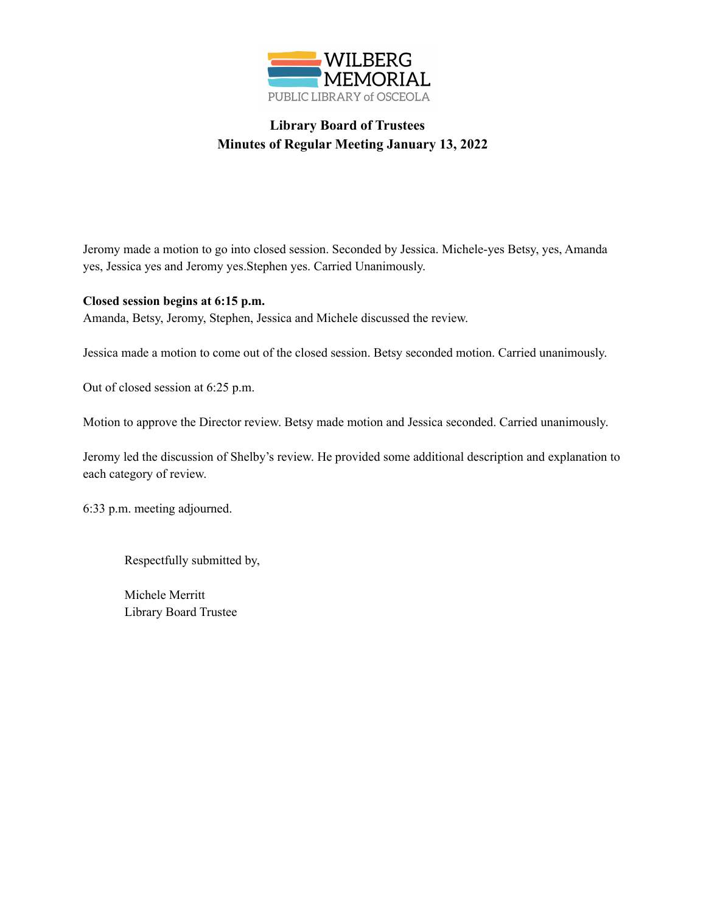WILBERG MEMORIAL
PUBLIC LIBRARY of OSCEOLA

**Library Board of Trustees**
**Minutes of Regular Meeting January 13, 2022**

Jeromy made a motion to go into closed session. Seconded by Jessica. Michele-yes Betsy, yes, Amanda yes, Jessica yes and Jeromy yes.Stephen yes. Carried Unanimously.

**Closed session begins at 6:15 p.m.**
Amanda, Betsy, Jeromy, Stephen, Jessica and Michele discussed the review.

Jessica made a motion to come out of the closed session. Betsy seconded motion. Carried unanimously.

Out of closed session at 6:25 p.m.

Motion to approve the Director review. Betsy made motion and Jessica seconded. Carried unanimously.

Jeromy led the discussion of Shelby's review. He provided some additional description and explanation to each category of review.

6:33 p.m. meeting adjourned.

Respectfully submitted by,

Michele Merritt
Library Board Trustee